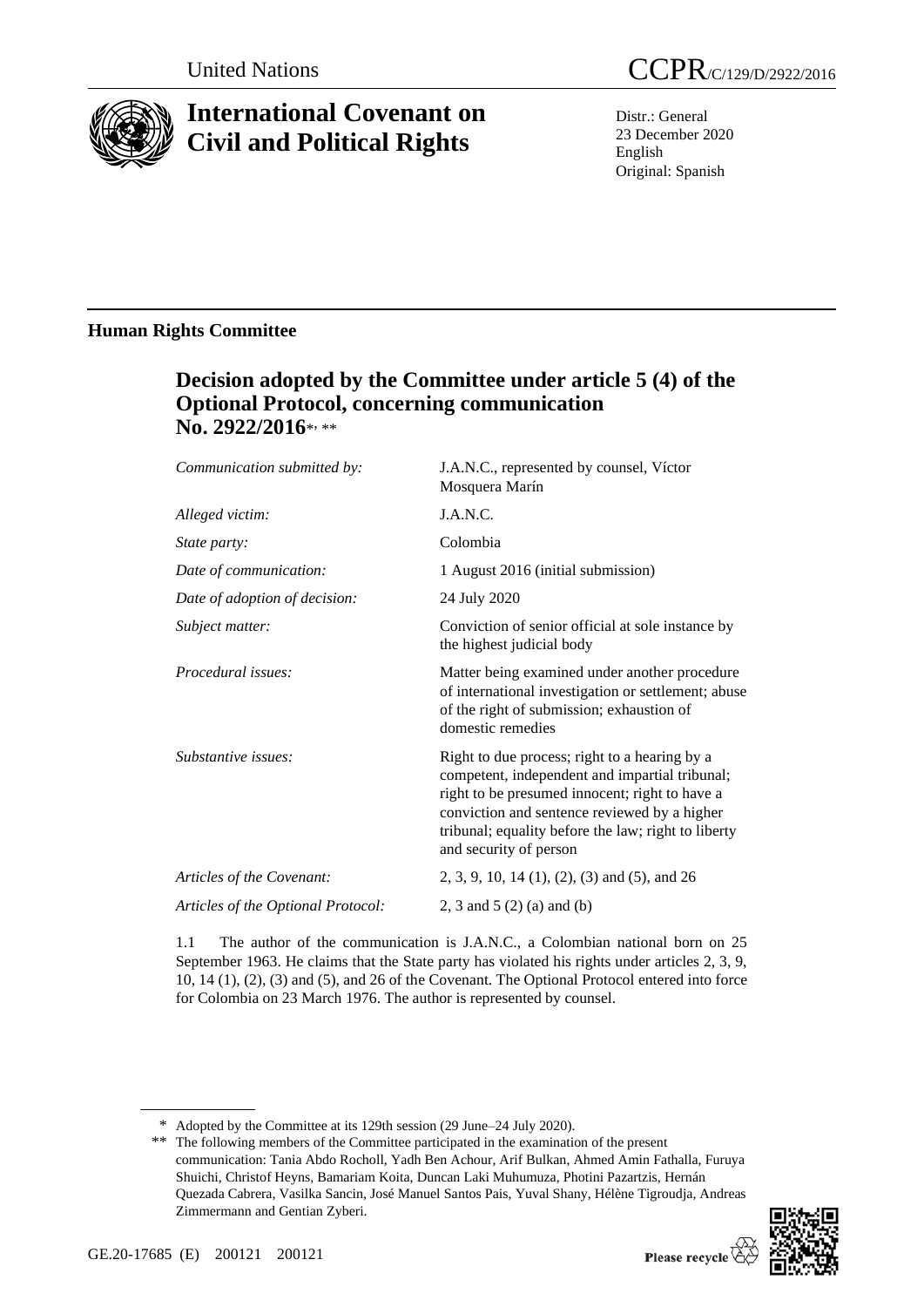United Nations

CCPR/C/129/D/2922/2016

# International Covenant on Civil and Political Rights

Distr.: General
23 December 2020
English
Original: Spanish

## Human Rights Committee

### Decision adopted by the Committee under article 5 (4) of the Optional Protocol, concerning communication No. 2922/2016*, **

| | |
|---|---|
| *Communication submitted by:* | J.A.N.C., represented by counsel, Víctor Mosquera Marín |
| *Alleged victim:* | J.A.N.C. |
| *State party:* | Colombia |
| *Date of communication:* | 1 August 2016 (initial submission) |
| *Date of adoption of decision:* | 24 July 2020 |
| *Subject matter:* | Conviction of senior official at sole instance by the highest judicial body |
| *Procedural issues:* | Matter being examined under another procedure of international investigation or settlement; abuse of the right of submission; exhaustion of domestic remedies |
| *Substantive issues:* | Right to due process; right to a hearing by a competent, independent and impartial tribunal; right to be presumed innocent; right to have a conviction and sentence reviewed by a higher tribunal; equality before the law; right to liberty and security of person |
| *Articles of the Covenant:* | 2, 3, 9, 10, 14 (1), (2), (3) and (5), and 26 |
| *Articles of the Optional Protocol:* | 2, 3 and 5 (2) (a) and (b) |

1.1 The author of the communication is J.A.N.C., a Colombian national born on 25 September 1963. He claims that the State party has violated his rights under articles 2, 3, 9, 10, 14 (1), (2), (3) and (5), and 26 of the Covenant. The Optional Protocol entered into force for Colombia on 23 March 1976. The author is represented by counsel.

---

\* Adopted by the Committee at its 129th session (29 June–24 July 2020).

\*\* The following members of the Committee participated in the examination of the present communication: Tania Abdo Rocholl, Yadh Ben Achour, Arif Bulkan, Ahmed Amin Fathalla, Furuya Shuichi, Christof Heyns, Bamariam Koita, Duncan Laki Muhumuza, Photini Pazartzis, Hernán Quezada Cabrera, Vasilka Sancin, José Manuel Santos Pais, Yuval Shany, Hélène Tigroudja, Andreas Zimmermann and Gentian Zyberi.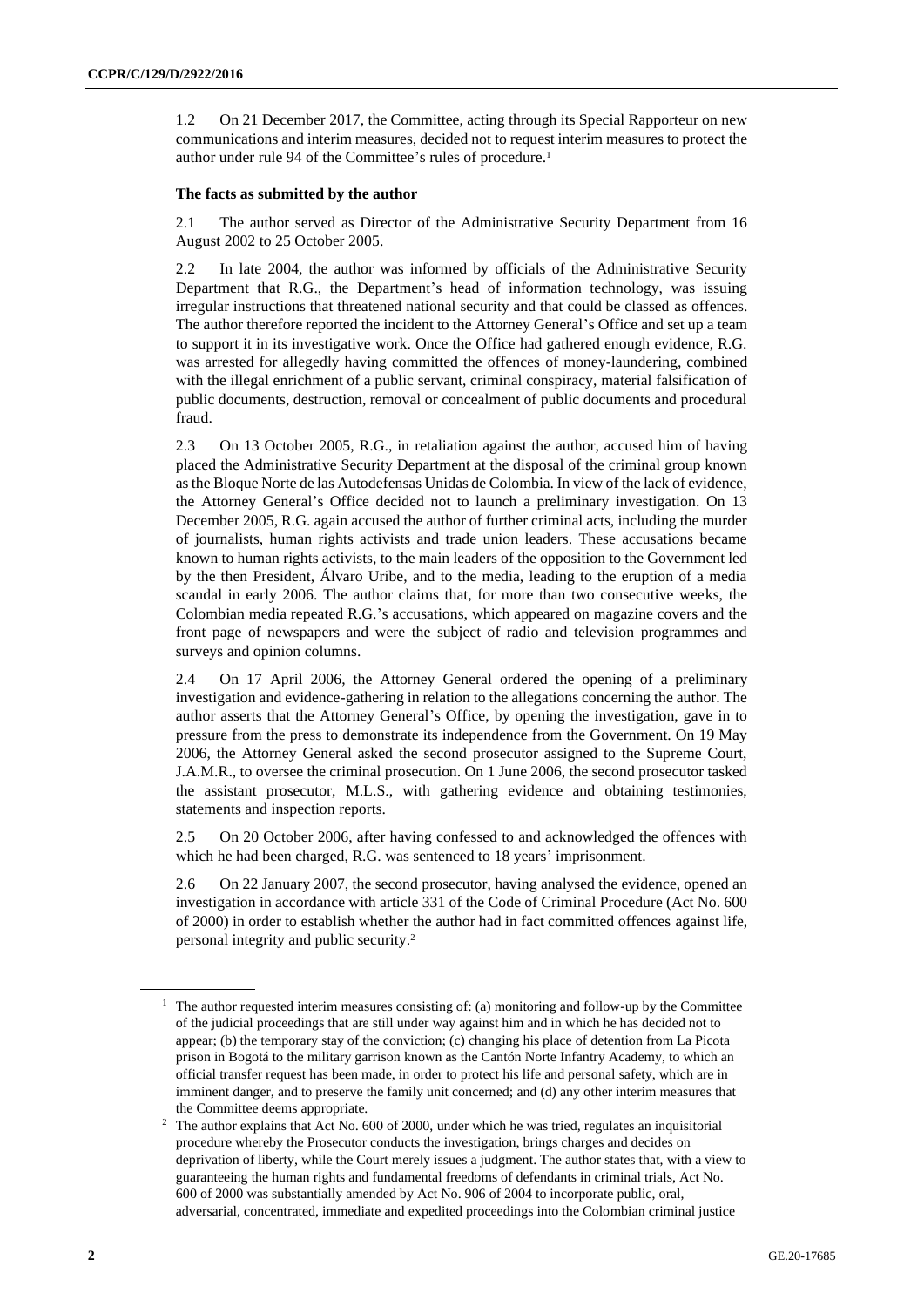1.2 On 21 December 2017, the Committee, acting through its Special Rapporteur on new communications and interim measures, decided not to request interim measures to protect the author under rule 94 of the Committee's rules of procedure.[1]

**The facts as submitted by the author**

2.1 The author served as Director of the Administrative Security Department from 16 August 2002 to 25 October 2005.

2.2 In late 2004, the author was informed by officials of the Administrative Security Department that R.G., the Department's head of information technology, was issuing irregular instructions that threatened national security and that could be classed as offences. The author therefore reported the incident to the Attorney General's Office and set up a team to support it in its investigative work. Once the Office had gathered enough evidence, R.G. was arrested for allegedly having committed the offences of money-laundering, combined with the illegal enrichment of a public servant, criminal conspiracy, material falsification of public documents, destruction, removal or concealment of public documents and procedural fraud.

2.3 On 13 October 2005, R.G., in retaliation against the author, accused him of having placed the Administrative Security Department at the disposal of the criminal group known as the Bloque Norte de las Autodefensas Unidas de Colombia. In view of the lack of evidence, the Attorney General's Office decided not to launch a preliminary investigation. On 13 December 2005, R.G. again accused the author of further criminal acts, including the murder of journalists, human rights activists and trade union leaders. These accusations became known to human rights activists, to the main leaders of the opposition to the Government led by the then President, Álvaro Uribe, and to the media, leading to the eruption of a media scandal in early 2006. The author claims that, for more than two consecutive weeks, the Colombian media repeated R.G.'s accusations, which appeared on magazine covers and the front page of newspapers and were the subject of radio and television programmes and surveys and opinion columns.

2.4 On 17 April 2006, the Attorney General ordered the opening of a preliminary investigation and evidence-gathering in relation to the allegations concerning the author. The author asserts that the Attorney General's Office, by opening the investigation, gave in to pressure from the press to demonstrate its independence from the Government. On 19 May 2006, the Attorney General asked the second prosecutor assigned to the Supreme Court, J.A.M.R., to oversee the criminal prosecution. On 1 June 2006, the second prosecutor tasked the assistant prosecutor, M.L.S., with gathering evidence and obtaining testimonies, statements and inspection reports.

2.5 On 20 October 2006, after having confessed to and acknowledged the offences with which he had been charged, R.G. was sentenced to 18 years' imprisonment.

2.6 On 22 January 2007, the second prosecutor, having analysed the evidence, opened an investigation in accordance with article 331 of the Code of Criminal Procedure (Act No. 600 of 2000) in order to establish whether the author had in fact committed offences against life, personal integrity and public security.[2]

---

[1] The author requested interim measures consisting of: (a) monitoring and follow-up by the Committee of the judicial proceedings that are still under way against him and in which he has decided not to appear; (b) the temporary stay of the conviction; (c) changing his place of detention from La Picota prison in Bogotá to the military garrison known as the Cantón Norte Infantry Academy, to which an official transfer request has been made, in order to protect his life and personal safety, which are in imminent danger, and to preserve the family unit concerned; and (d) any other interim measures that the Committee deems appropriate.

[2] The author explains that Act No. 600 of 2000, under which he was tried, regulates an inquisitorial procedure whereby the Prosecutor conducts the investigation, brings charges and decides on deprivation of liberty, while the Court merely issues a judgment. The author states that, with a view to guaranteeing the human rights and fundamental freedoms of defendants in criminal trials, Act No. 600 of 2000 was substantially amended by Act No. 906 of 2004 to incorporate public, oral, adversarial, concentrated, immediate and expedited proceedings into the Colombian criminal justice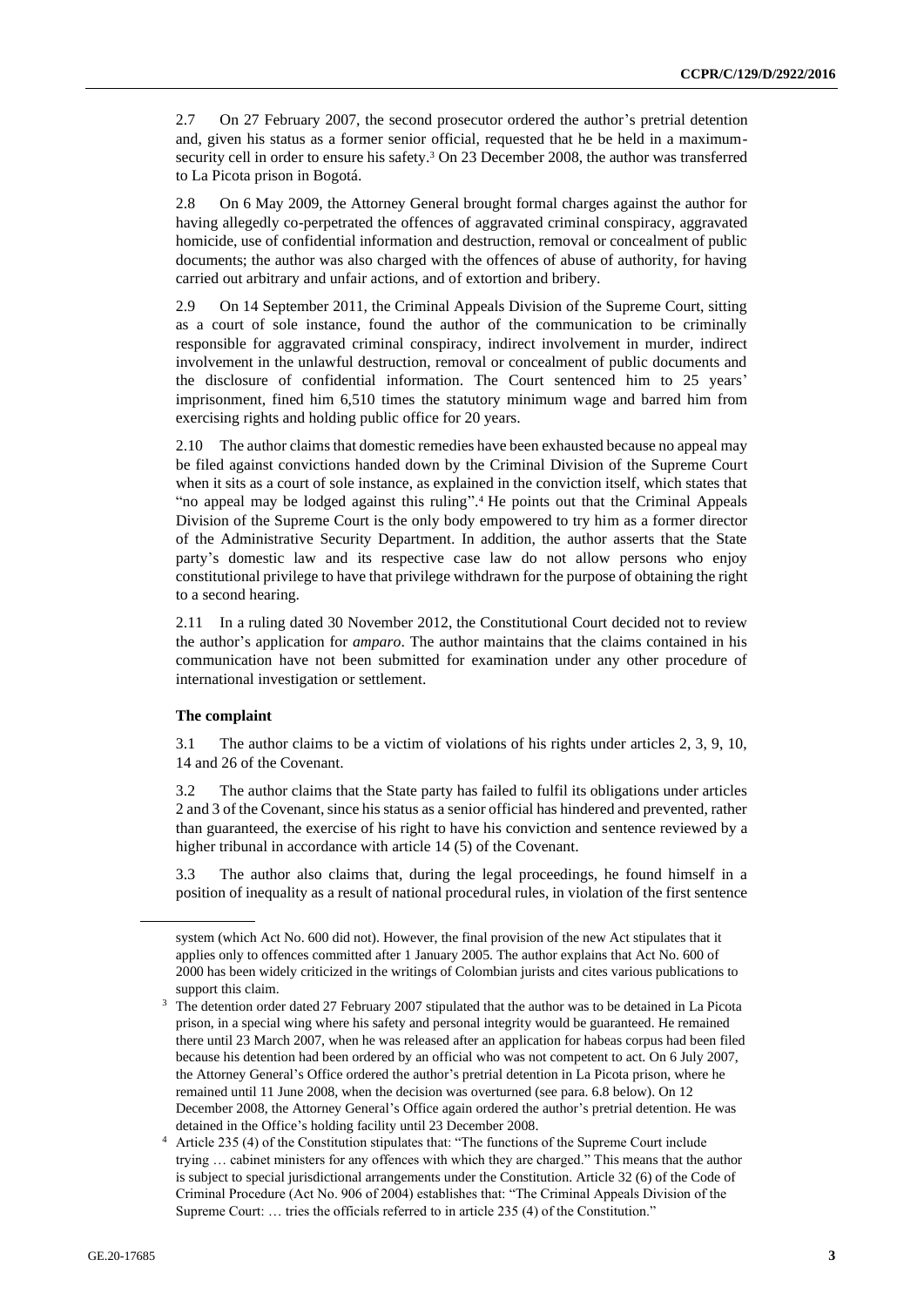2.7 On 27 February 2007, the second prosecutor ordered the author's pretrial detention and, given his status as a former senior official, requested that he be held in a maximum-security cell in order to ensure his safety.[3] On 23 December 2008, the author was transferred to La Picota prison in Bogotá.

2.8 On 6 May 2009, the Attorney General brought formal charges against the author for having allegedly co-perpetrated the offences of aggravated criminal conspiracy, aggravated homicide, use of confidential information and destruction, removal or concealment of public documents; the author was also charged with the offences of abuse of authority, for having carried out arbitrary and unfair actions, and of extortion and bribery.

2.9 On 14 September 2011, the Criminal Appeals Division of the Supreme Court, sitting as a court of sole instance, found the author of the communication to be criminally responsible for aggravated criminal conspiracy, indirect involvement in murder, indirect involvement in the unlawful destruction, removal or concealment of public documents and the disclosure of confidential information. The Court sentenced him to 25 years' imprisonment, fined him 6,510 times the statutory minimum wage and barred him from exercising rights and holding public office for 20 years.

2.10 The author claims that domestic remedies have been exhausted because no appeal may be filed against convictions handed down by the Criminal Division of the Supreme Court when it sits as a court of sole instance, as explained in the conviction itself, which states that "no appeal may be lodged against this ruling".[4] He points out that the Criminal Appeals Division of the Supreme Court is the only body empowered to try him as a former director of the Administrative Security Department. In addition, the author asserts that the State party's domestic law and its respective case law do not allow persons who enjoy constitutional privilege to have that privilege withdrawn for the purpose of obtaining the right to a second hearing.

2.11 In a ruling dated 30 November 2012, the Constitutional Court decided not to review the author's application for *amparo*. The author maintains that the claims contained in his communication have not been submitted for examination under any other procedure of international investigation or settlement.

### The complaint

3.1 The author claims to be a victim of violations of his rights under articles 2, 3, 9, 10, 14 and 26 of the Covenant.

3.2 The author claims that the State party has failed to fulfil its obligations under articles 2 and 3 of the Covenant, since his status as a senior official has hindered and prevented, rather than guaranteed, the exercise of his right to have his conviction and sentence reviewed by a higher tribunal in accordance with article 14 (5) of the Covenant.

3.3 The author also claims that, during the legal proceedings, he found himself in a position of inequality as a result of national procedural rules, in violation of the first sentence

---

system (which Act No. 600 did not). However, the final provision of the new Act stipulates that it applies only to offences committed after 1 January 2005. The author explains that Act No. 600 of 2000 has been widely criticized in the writings of Colombian jurists and cites various publications to support this claim.

[3] The detention order dated 27 February 2007 stipulated that the author was to be detained in La Picota prison, in a special wing where his safety and personal integrity would be guaranteed. He remained there until 23 March 2007, when he was released after an application for habeas corpus had been filed because his detention had been ordered by an official who was not competent to act. On 6 July 2007, the Attorney General's Office ordered the author's pretrial detention in La Picota prison, where he remained until 11 June 2008, when the decision was overturned (see para. 6.8 below). On 12 December 2008, the Attorney General's Office again ordered the author's pretrial detention. He was detained in the Office's holding facility until 23 December 2008.

[4] Article 235 (4) of the Constitution stipulates that: "The functions of the Supreme Court include trying … cabinet ministers for any offences with which they are charged." This means that the author is subject to special jurisdictional arrangements under the Constitution. Article 32 (6) of the Code of Criminal Procedure (Act No. 906 of 2004) establishes that: "The Criminal Appeals Division of the Supreme Court: … tries the officials referred to in article 235 (4) of the Constitution."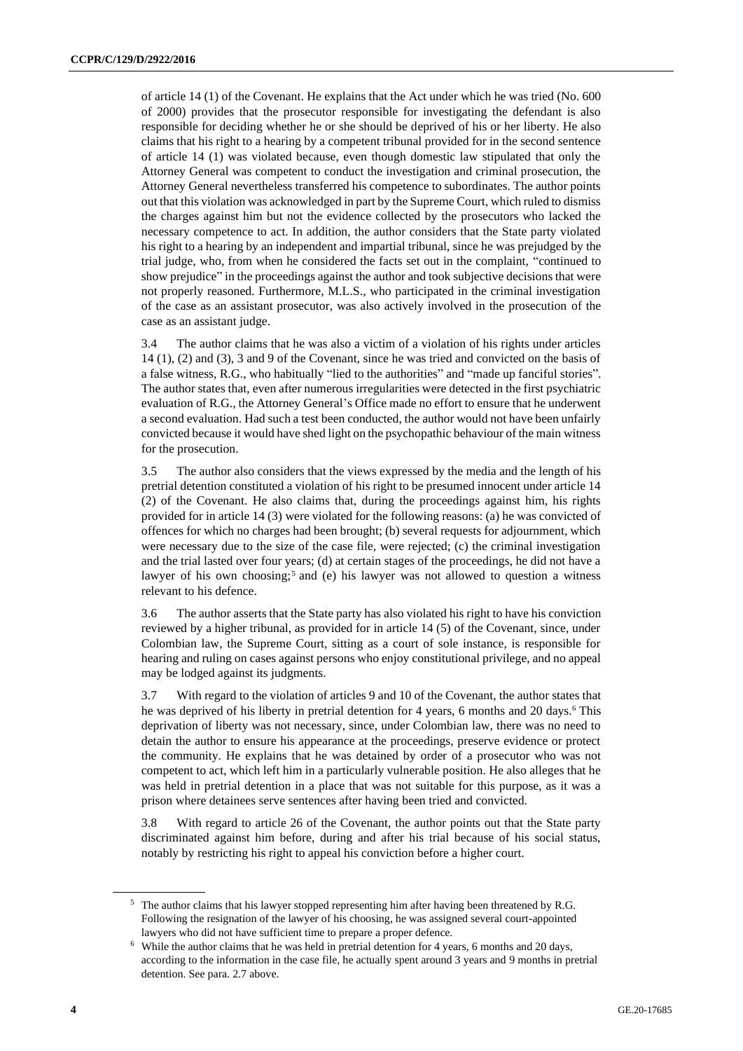of article 14 (1) of the Covenant. He explains that the Act under which he was tried (No. 600 of 2000) provides that the prosecutor responsible for investigating the defendant is also responsible for deciding whether he or she should be deprived of his or her liberty. He also claims that his right to a hearing by a competent tribunal provided for in the second sentence of article 14 (1) was violated because, even though domestic law stipulated that only the Attorney General was competent to conduct the investigation and criminal prosecution, the Attorney General nevertheless transferred his competence to subordinates. The author points out that this violation was acknowledged in part by the Supreme Court, which ruled to dismiss the charges against him but not the evidence collected by the prosecutors who lacked the necessary competence to act. In addition, the author considers that the State party violated his right to a hearing by an independent and impartial tribunal, since he was prejudged by the trial judge, who, from when he considered the facts set out in the complaint, "continued to show prejudice" in the proceedings against the author and took subjective decisions that were not properly reasoned. Furthermore, M.L.S., who participated in the criminal investigation of the case as an assistant prosecutor, was also actively involved in the prosecution of the case as an assistant judge.

3.4 The author claims that he was also a victim of a violation of his rights under articles 14 (1), (2) and (3), 3 and 9 of the Covenant, since he was tried and convicted on the basis of a false witness, R.G., who habitually "lied to the authorities" and "made up fanciful stories". The author states that, even after numerous irregularities were detected in the first psychiatric evaluation of R.G., the Attorney General's Office made no effort to ensure that he underwent a second evaluation. Had such a test been conducted, the author would not have been unfairly convicted because it would have shed light on the psychopathic behaviour of the main witness for the prosecution.

3.5 The author also considers that the views expressed by the media and the length of his pretrial detention constituted a violation of his right to be presumed innocent under article 14 (2) of the Covenant. He also claims that, during the proceedings against him, his rights provided for in article 14 (3) were violated for the following reasons: (a) he was convicted of offences for which no charges had been brought; (b) several requests for adjournment, which were necessary due to the size of the case file, were rejected; (c) the criminal investigation and the trial lasted over four years; (d) at certain stages of the proceedings, he did not have a lawyer of his own choosing;[5] and (e) his lawyer was not allowed to question a witness relevant to his defence.

3.6 The author asserts that the State party has also violated his right to have his conviction reviewed by a higher tribunal, as provided for in article 14 (5) of the Covenant, since, under Colombian law, the Supreme Court, sitting as a court of sole instance, is responsible for hearing and ruling on cases against persons who enjoy constitutional privilege, and no appeal may be lodged against its judgments.

3.7 With regard to the violation of articles 9 and 10 of the Covenant, the author states that he was deprived of his liberty in pretrial detention for 4 years, 6 months and 20 days.[6] This deprivation of liberty was not necessary, since, under Colombian law, there was no need to detain the author to ensure his appearance at the proceedings, preserve evidence or protect the community. He explains that he was detained by order of a prosecutor who was not competent to act, which left him in a particularly vulnerable position. He also alleges that he was held in pretrial detention in a place that was not suitable for this purpose, as it was a prison where detainees serve sentences after having been tried and convicted.

3.8 With regard to article 26 of the Covenant, the author points out that the State party discriminated against him before, during and after his trial because of his social status, notably by restricting his right to appeal his conviction before a higher court.

---

[5] The author claims that his lawyer stopped representing him after having been threatened by R.G. Following the resignation of the lawyer of his choosing, he was assigned several court-appointed lawyers who did not have sufficient time to prepare a proper defence.

[6] While the author claims that he was held in pretrial detention for 4 years, 6 months and 20 days, according to the information in the case file, he actually spent around 3 years and 9 months in pretrial detention. See para. 2.7 above.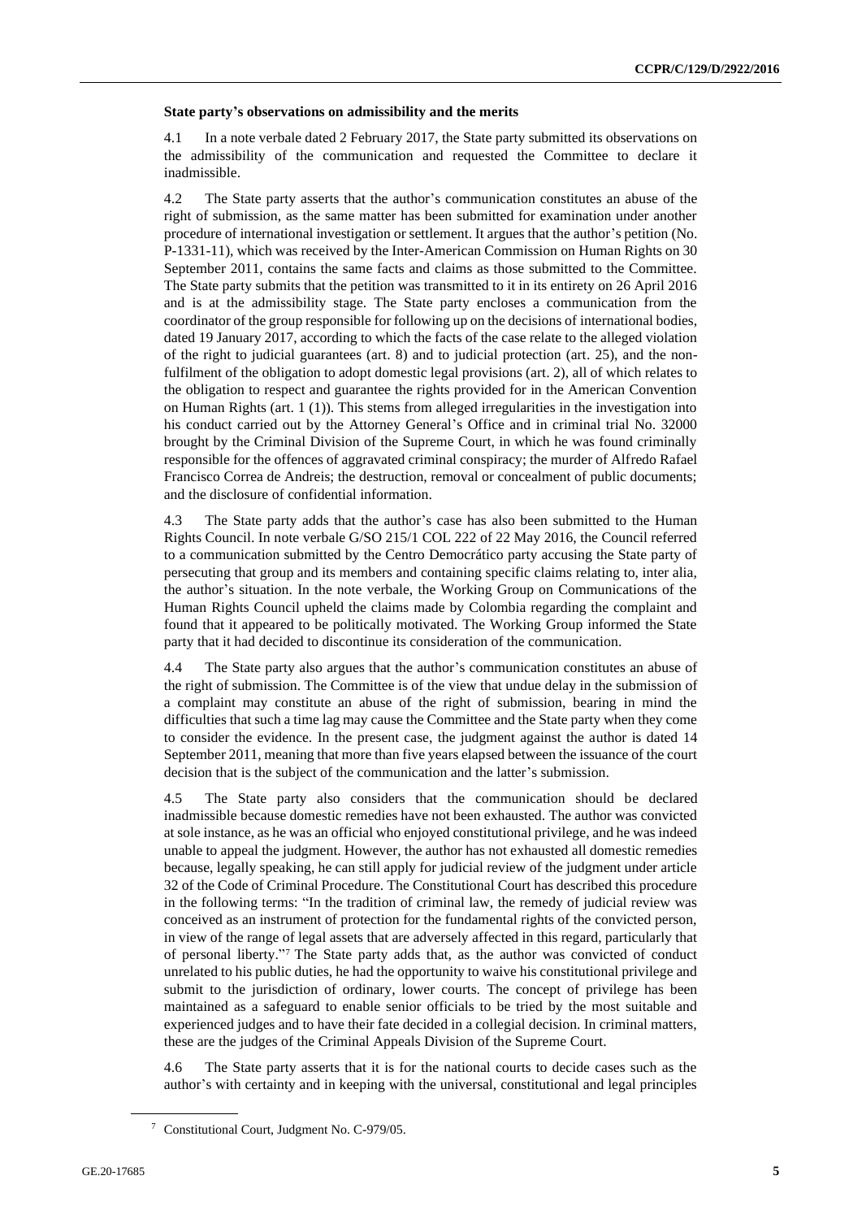**State party's observations on admissibility and the merits**

4.1 In a note verbale dated 2 February 2017, the State party submitted its observations on the admissibility of the communication and requested the Committee to declare it inadmissible.

4.2 The State party asserts that the author's communication constitutes an abuse of the right of submission, as the same matter has been submitted for examination under another procedure of international investigation or settlement. It argues that the author's petition (No. P-1331-11), which was received by the Inter-American Commission on Human Rights on 30 September 2011, contains the same facts and claims as those submitted to the Committee. The State party submits that the petition was transmitted to it in its entirety on 26 April 2016 and is at the admissibility stage. The State party encloses a communication from the coordinator of the group responsible for following up on the decisions of international bodies, dated 19 January 2017, according to which the facts of the case relate to the alleged violation of the right to judicial guarantees (art. 8) and to judicial protection (art. 25), and the non-fulfilment of the obligation to adopt domestic legal provisions (art. 2), all of which relates to the obligation to respect and guarantee the rights provided for in the American Convention on Human Rights (art. 1 (1)). This stems from alleged irregularities in the investigation into his conduct carried out by the Attorney General's Office and in criminal trial No. 32000 brought by the Criminal Division of the Supreme Court, in which he was found criminally responsible for the offences of aggravated criminal conspiracy; the murder of Alfredo Rafael Francisco Correa de Andreis; the destruction, removal or concealment of public documents; and the disclosure of confidential information.

4.3 The State party adds that the author's case has also been submitted to the Human Rights Council. In note verbale G/SO 215/1 COL 222 of 22 May 2016, the Council referred to a communication submitted by the Centro Democrático party accusing the State party of persecuting that group and its members and containing specific claims relating to, inter alia, the author's situation. In the note verbale, the Working Group on Communications of the Human Rights Council upheld the claims made by Colombia regarding the complaint and found that it appeared to be politically motivated. The Working Group informed the State party that it had decided to discontinue its consideration of the communication.

4.4 The State party also argues that the author's communication constitutes an abuse of the right of submission. The Committee is of the view that undue delay in the submission of a complaint may constitute an abuse of the right of submission, bearing in mind the difficulties that such a time lag may cause the Committee and the State party when they come to consider the evidence. In the present case, the judgment against the author is dated 14 September 2011, meaning that more than five years elapsed between the issuance of the court decision that is the subject of the communication and the latter's submission.

4.5 The State party also considers that the communication should be declared inadmissible because domestic remedies have not been exhausted. The author was convicted at sole instance, as he was an official who enjoyed constitutional privilege, and he was indeed unable to appeal the judgment. However, the author has not exhausted all domestic remedies because, legally speaking, he can still apply for judicial review of the judgment under article 32 of the Code of Criminal Procedure. The Constitutional Court has described this procedure in the following terms: "In the tradition of criminal law, the remedy of judicial review was conceived as an instrument of protection for the fundamental rights of the convicted person, in view of the range of legal assets that are adversely affected in this regard, particularly that of personal liberty."[7] The State party adds that, as the author was convicted of conduct unrelated to his public duties, he had the opportunity to waive his constitutional privilege and submit to the jurisdiction of ordinary, lower courts. The concept of privilege has been maintained as a safeguard to enable senior officials to be tried by the most suitable and experienced judges and to have their fate decided in a collegial decision. In criminal matters, these are the judges of the Criminal Appeals Division of the Supreme Court.

4.6 The State party asserts that it is for the national courts to decide cases such as the author's with certainty and in keeping with the universal, constitutional and legal principles

[7] Constitutional Court, Judgment No. C-979/05.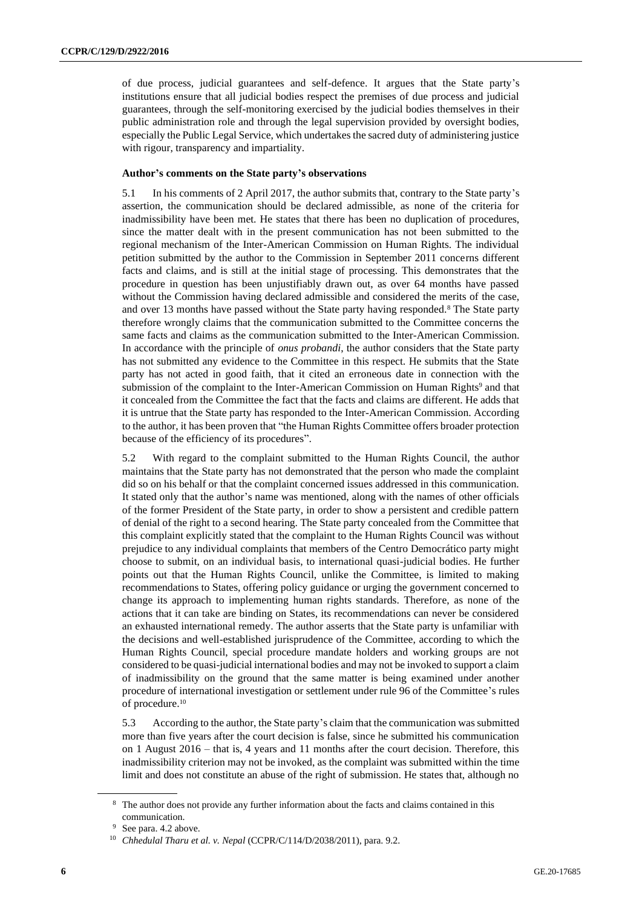of due process, judicial guarantees and self-defence. It argues that the State party's institutions ensure that all judicial bodies respect the premises of due process and judicial guarantees, through the self-monitoring exercised by the judicial bodies themselves in their public administration role and through the legal supervision provided by oversight bodies, especially the Public Legal Service, which undertakes the sacred duty of administering justice with rigour, transparency and impartiality.

### Author's comments on the State party's observations

5.1 In his comments of 2 April 2017, the author submits that, contrary to the State party's assertion, the communication should be declared admissible, as none of the criteria for inadmissibility have been met. He states that there has been no duplication of procedures, since the matter dealt with in the present communication has not been submitted to the regional mechanism of the Inter-American Commission on Human Rights. The individual petition submitted by the author to the Commission in September 2011 concerns different facts and claims, and is still at the initial stage of processing. This demonstrates that the procedure in question has been unjustifiably drawn out, as over 64 months have passed without the Commission having declared admissible and considered the merits of the case, and over 13 months have passed without the State party having responded.[8] The State party therefore wrongly claims that the communication submitted to the Committee concerns the same facts and claims as the communication submitted to the Inter-American Commission. In accordance with the principle of *onus probandi*, the author considers that the State party has not submitted any evidence to the Committee in this respect. He submits that the State party has not acted in good faith, that it cited an erroneous date in connection with the submission of the complaint to the Inter-American Commission on Human Rights[9] and that it concealed from the Committee the fact that the facts and claims are different. He adds that it is untrue that the State party has responded to the Inter-American Commission. According to the author, it has been proven that "the Human Rights Committee offers broader protection because of the efficiency of its procedures".

5.2 With regard to the complaint submitted to the Human Rights Council, the author maintains that the State party has not demonstrated that the person who made the complaint did so on his behalf or that the complaint concerned issues addressed in this communication. It stated only that the author's name was mentioned, along with the names of other officials of the former President of the State party, in order to show a persistent and credible pattern of denial of the right to a second hearing. The State party concealed from the Committee that this complaint explicitly stated that the complaint to the Human Rights Council was without prejudice to any individual complaints that members of the Centro Democrático party might choose to submit, on an individual basis, to international quasi-judicial bodies. He further points out that the Human Rights Council, unlike the Committee, is limited to making recommendations to States, offering policy guidance or urging the government concerned to change its approach to implementing human rights standards. Therefore, as none of the actions that it can take are binding on States, its recommendations can never be considered an exhausted international remedy. The author asserts that the State party is unfamiliar with the decisions and well-established jurisprudence of the Committee, according to which the Human Rights Council, special procedure mandate holders and working groups are not considered to be quasi-judicial international bodies and may not be invoked to support a claim of inadmissibility on the ground that the same matter is being examined under another procedure of international investigation or settlement under rule 96 of the Committee's rules of procedure.[10]

5.3 According to the author, the State party's claim that the communication was submitted more than five years after the court decision is false, since he submitted his communication on 1 August 2016 – that is, 4 years and 11 months after the court decision. Therefore, this inadmissibility criterion may not be invoked, as the complaint was submitted within the time limit and does not constitute an abuse of the right of submission. He states that, although no

---

[8] The author does not provide any further information about the facts and claims contained in this communication.

[9] See para. 4.2 above.

[10] *Chhedulal Tharu et al. v. Nepal* (CCPR/C/114/D/2038/2011), para. 9.2.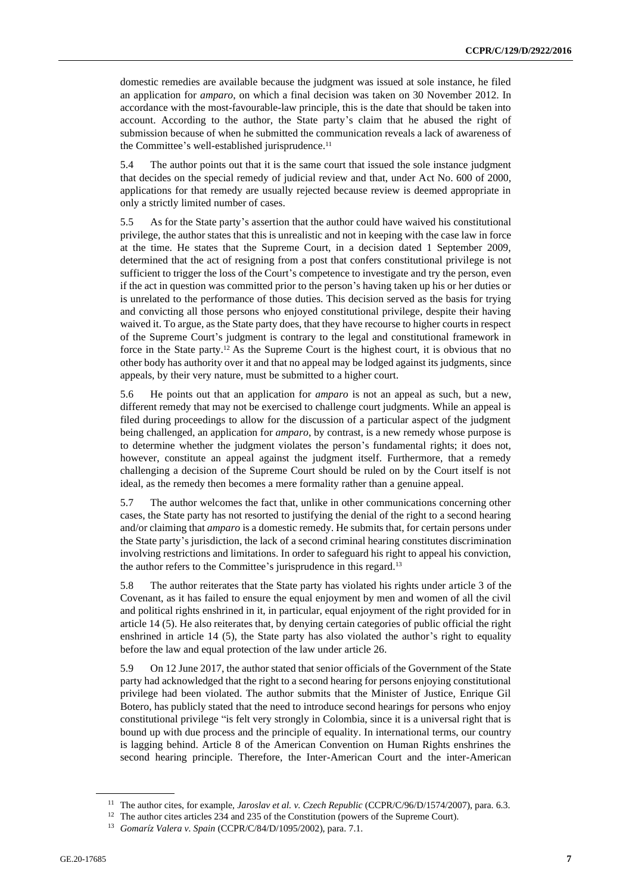domestic remedies are available because the judgment was issued at sole instance, he filed an application for *amparo*, on which a final decision was taken on 30 November 2012. In accordance with the most-favourable-law principle, this is the date that should be taken into account. According to the author, the State party's claim that he abused the right of submission because of when he submitted the communication reveals a lack of awareness of the Committee's well-established jurisprudence.[11]

5.4 The author points out that it is the same court that issued the sole instance judgment that decides on the special remedy of judicial review and that, under Act No. 600 of 2000, applications for that remedy are usually rejected because review is deemed appropriate in only a strictly limited number of cases.

5.5 As for the State party's assertion that the author could have waived his constitutional privilege, the author states that this is unrealistic and not in keeping with the case law in force at the time. He states that the Supreme Court, in a decision dated 1 September 2009, determined that the act of resigning from a post that confers constitutional privilege is not sufficient to trigger the loss of the Court's competence to investigate and try the person, even if the act in question was committed prior to the person's having taken up his or her duties or is unrelated to the performance of those duties. This decision served as the basis for trying and convicting all those persons who enjoyed constitutional privilege, despite their having waived it. To argue, as the State party does, that they have recourse to higher courts in respect of the Supreme Court's judgment is contrary to the legal and constitutional framework in force in the State party.[12] As the Supreme Court is the highest court, it is obvious that no other body has authority over it and that no appeal may be lodged against its judgments, since appeals, by their very nature, must be submitted to a higher court.

5.6 He points out that an application for *amparo* is not an appeal as such, but a new, different remedy that may not be exercised to challenge court judgments. While an appeal is filed during proceedings to allow for the discussion of a particular aspect of the judgment being challenged, an application for *amparo*, by contrast, is a new remedy whose purpose is to determine whether the judgment violates the person's fundamental rights; it does not, however, constitute an appeal against the judgment itself. Furthermore, that a remedy challenging a decision of the Supreme Court should be ruled on by the Court itself is not ideal, as the remedy then becomes a mere formality rather than a genuine appeal.

5.7 The author welcomes the fact that, unlike in other communications concerning other cases, the State party has not resorted to justifying the denial of the right to a second hearing and/or claiming that *amparo* is a domestic remedy. He submits that, for certain persons under the State party's jurisdiction, the lack of a second criminal hearing constitutes discrimination involving restrictions and limitations. In order to safeguard his right to appeal his conviction, the author refers to the Committee's jurisprudence in this regard.[13]

5.8 The author reiterates that the State party has violated his rights under article 3 of the Covenant, as it has failed to ensure the equal enjoyment by men and women of all the civil and political rights enshrined in it, in particular, equal enjoyment of the right provided for in article 14 (5). He also reiterates that, by denying certain categories of public official the right enshrined in article 14 (5), the State party has also violated the author's right to equality before the law and equal protection of the law under article 26.

5.9 On 12 June 2017, the author stated that senior officials of the Government of the State party had acknowledged that the right to a second hearing for persons enjoying constitutional privilege had been violated. The author submits that the Minister of Justice, Enrique Gil Botero, has publicly stated that the need to introduce second hearings for persons who enjoy constitutional privilege "is felt very strongly in Colombia, since it is a universal right that is bound up with due process and the principle of equality. In international terms, our country is lagging behind. Article 8 of the American Convention on Human Rights enshrines the second hearing principle. Therefore, the Inter-American Court and the inter-American

[11] The author cites, for example, *Jaroslav et al. v. Czech Republic* (CCPR/C/96/D/1574/2007), para. 6.3.

[12] The author cites articles 234 and 235 of the Constitution (powers of the Supreme Court).

[13] *Gomaríz Valera v. Spain* (CCPR/C/84/D/1095/2002), para. 7.1.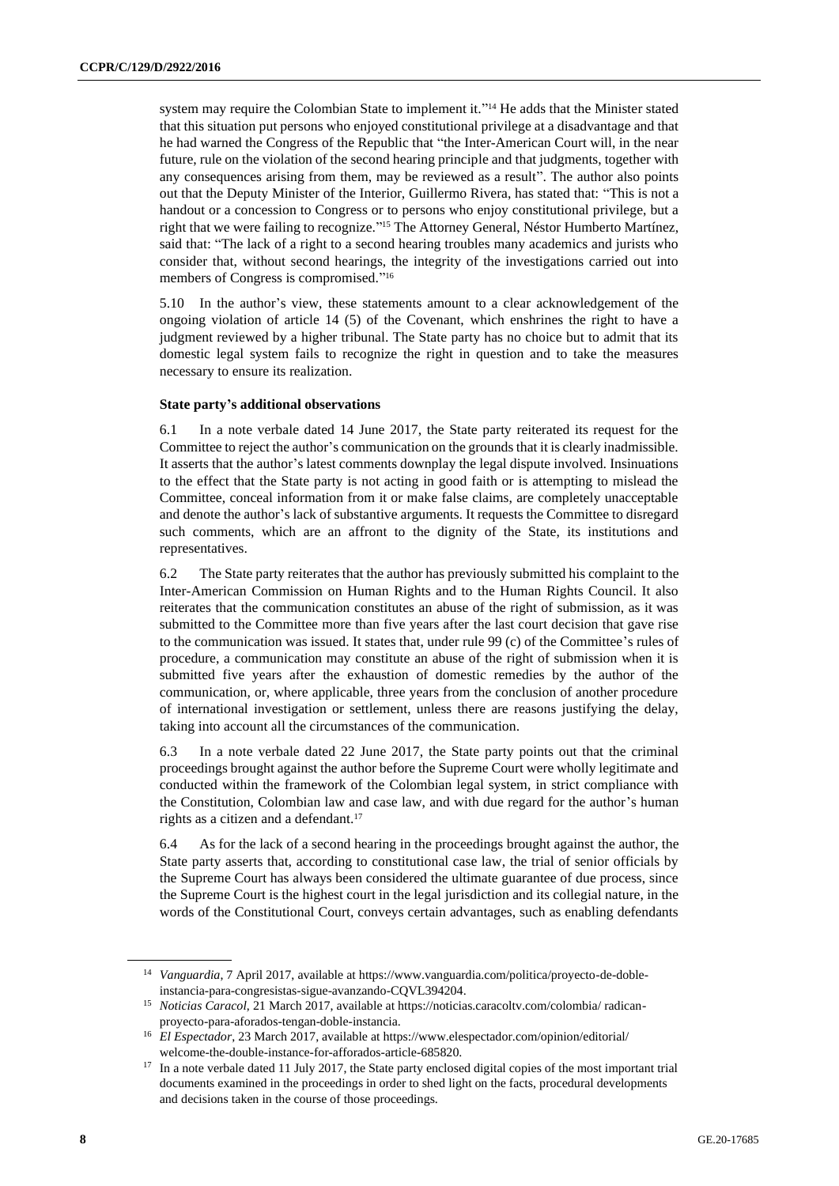system may require the Colombian State to implement it."[14] He adds that the Minister stated that this situation put persons who enjoyed constitutional privilege at a disadvantage and that he had warned the Congress of the Republic that "the Inter-American Court will, in the near future, rule on the violation of the second hearing principle and that judgments, together with any consequences arising from them, may be reviewed as a result". The author also points out that the Deputy Minister of the Interior, Guillermo Rivera, has stated that: "This is not a handout or a concession to Congress or to persons who enjoy constitutional privilege, but a right that we were failing to recognize."[15] The Attorney General, Néstor Humberto Martínez, said that: "The lack of a right to a second hearing troubles many academics and jurists who consider that, without second hearings, the integrity of the investigations carried out into members of Congress is compromised."[16]

5.10 In the author's view, these statements amount to a clear acknowledgement of the ongoing violation of article 14 (5) of the Covenant, which enshrines the right to have a judgment reviewed by a higher tribunal. The State party has no choice but to admit that its domestic legal system fails to recognize the right in question and to take the measures necessary to ensure its realization.

**State party's additional observations**

6.1 In a note verbale dated 14 June 2017, the State party reiterated its request for the Committee to reject the author's communication on the grounds that it is clearly inadmissible. It asserts that the author's latest comments downplay the legal dispute involved. Insinuations to the effect that the State party is not acting in good faith or is attempting to mislead the Committee, conceal information from it or make false claims, are completely unacceptable and denote the author's lack of substantive arguments. It requests the Committee to disregard such comments, which are an affront to the dignity of the State, its institutions and representatives.

6.2 The State party reiterates that the author has previously submitted his complaint to the Inter-American Commission on Human Rights and to the Human Rights Council. It also reiterates that the communication constitutes an abuse of the right of submission, as it was submitted to the Committee more than five years after the last court decision that gave rise to the communication was issued. It states that, under rule 99 (c) of the Committee's rules of procedure, a communication may constitute an abuse of the right of submission when it is submitted five years after the exhaustion of domestic remedies by the author of the communication, or, where applicable, three years from the conclusion of another procedure of international investigation or settlement, unless there are reasons justifying the delay, taking into account all the circumstances of the communication.

6.3 In a note verbale dated 22 June 2017, the State party points out that the criminal proceedings brought against the author before the Supreme Court were wholly legitimate and conducted within the framework of the Colombian legal system, in strict compliance with the Constitution, Colombian law and case law, and with due regard for the author's human rights as a citizen and a defendant.[17]

6.4 As for the lack of a second hearing in the proceedings brought against the author, the State party asserts that, according to constitutional case law, the trial of senior officials by the Supreme Court has always been considered the ultimate guarantee of due process, since the Supreme Court is the highest court in the legal jurisdiction and its collegial nature, in the words of the Constitutional Court, conveys certain advantages, such as enabling defendants

---

[14] *Vanguardia*, 7 April 2017, available at https://www.vanguardia.com/politica/proyecto-de-doble-instancia-para-congresistas-sigue-avanzando-CQVL394204.

[15] *Noticias Caracol*, 21 March 2017, available at https://noticias.caracoltv.com/colombia/ radican-proyecto-para-aforados-tengan-doble-instancia.

[16] *El Espectador*, 23 March 2017, available at https://www.elespectador.com/opinion/editorial/ welcome-the-double-instance-for-afforados-article-685820.

[17] In a note verbale dated 11 July 2017, the State party enclosed digital copies of the most important trial documents examined in the proceedings in order to shed light on the facts, procedural developments and decisions taken in the course of those proceedings.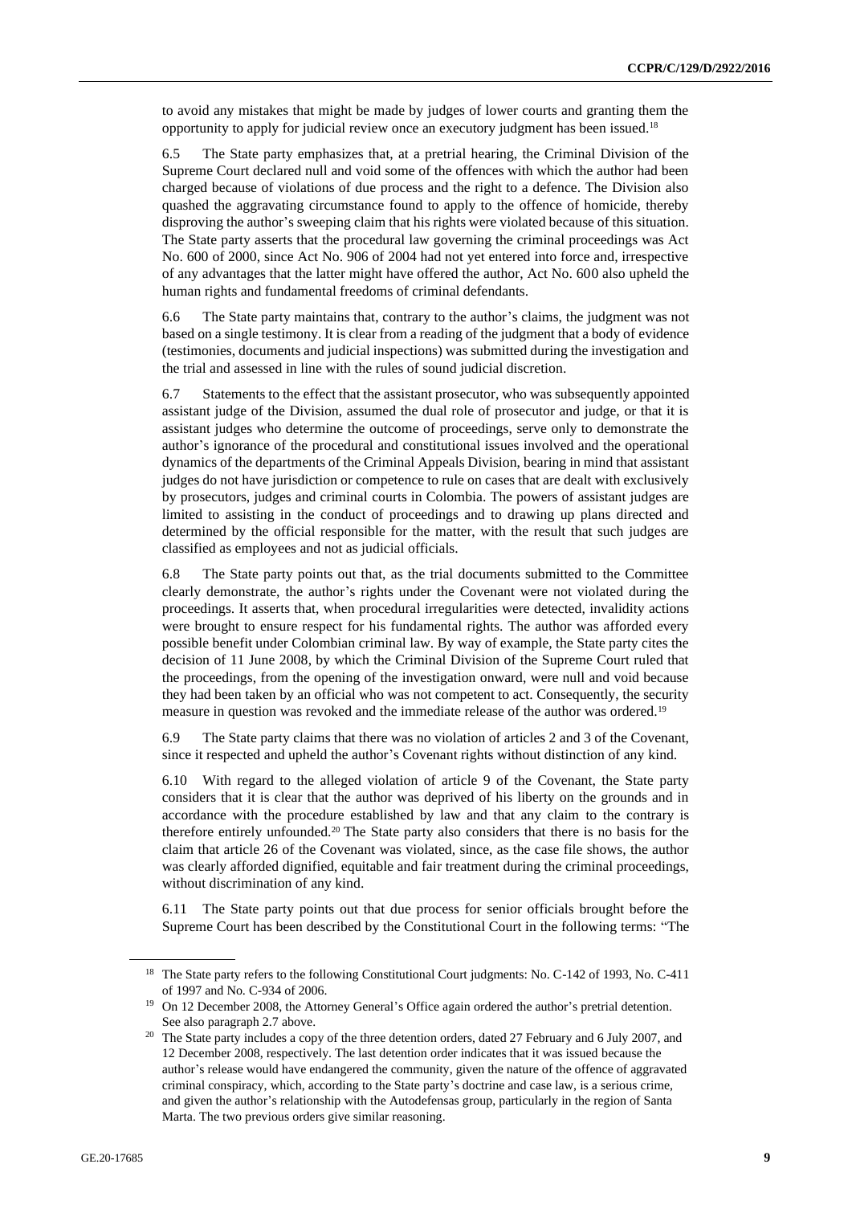to avoid any mistakes that might be made by judges of lower courts and granting them the opportunity to apply for judicial review once an executory judgment has been issued.[18]

6.5 The State party emphasizes that, at a pretrial hearing, the Criminal Division of the Supreme Court declared null and void some of the offences with which the author had been charged because of violations of due process and the right to a defence. The Division also quashed the aggravating circumstance found to apply to the offence of homicide, thereby disproving the author's sweeping claim that his rights were violated because of this situation. The State party asserts that the procedural law governing the criminal proceedings was Act No. 600 of 2000, since Act No. 906 of 2004 had not yet entered into force and, irrespective of any advantages that the latter might have offered the author, Act No. 600 also upheld the human rights and fundamental freedoms of criminal defendants.

6.6 The State party maintains that, contrary to the author's claims, the judgment was not based on a single testimony. It is clear from a reading of the judgment that a body of evidence (testimonies, documents and judicial inspections) was submitted during the investigation and the trial and assessed in line with the rules of sound judicial discretion.

6.7 Statements to the effect that the assistant prosecutor, who was subsequently appointed assistant judge of the Division, assumed the dual role of prosecutor and judge, or that it is assistant judges who determine the outcome of proceedings, serve only to demonstrate the author's ignorance of the procedural and constitutional issues involved and the operational dynamics of the departments of the Criminal Appeals Division, bearing in mind that assistant judges do not have jurisdiction or competence to rule on cases that are dealt with exclusively by prosecutors, judges and criminal courts in Colombia. The powers of assistant judges are limited to assisting in the conduct of proceedings and to drawing up plans directed and determined by the official responsible for the matter, with the result that such judges are classified as employees and not as judicial officials.

6.8 The State party points out that, as the trial documents submitted to the Committee clearly demonstrate, the author's rights under the Covenant were not violated during the proceedings. It asserts that, when procedural irregularities were detected, invalidity actions were brought to ensure respect for his fundamental rights. The author was afforded every possible benefit under Colombian criminal law. By way of example, the State party cites the decision of 11 June 2008, by which the Criminal Division of the Supreme Court ruled that the proceedings, from the opening of the investigation onward, were null and void because they had been taken by an official who was not competent to act. Consequently, the security measure in question was revoked and the immediate release of the author was ordered.[19]

6.9 The State party claims that there was no violation of articles 2 and 3 of the Covenant, since it respected and upheld the author's Covenant rights without distinction of any kind.

6.10 With regard to the alleged violation of article 9 of the Covenant, the State party considers that it is clear that the author was deprived of his liberty on the grounds and in accordance with the procedure established by law and that any claim to the contrary is therefore entirely unfounded.[20] The State party also considers that there is no basis for the claim that article 26 of the Covenant was violated, since, as the case file shows, the author was clearly afforded dignified, equitable and fair treatment during the criminal proceedings, without discrimination of any kind.

6.11 The State party points out that due process for senior officials brought before the Supreme Court has been described by the Constitutional Court in the following terms: "The

---

[18] The State party refers to the following Constitutional Court judgments: No. C-142 of 1993, No. C-411 of 1997 and No. C-934 of 2006.

[19] On 12 December 2008, the Attorney General's Office again ordered the author's pretrial detention. See also paragraph 2.7 above.

[20] The State party includes a copy of the three detention orders, dated 27 February and 6 July 2007, and 12 December 2008, respectively. The last detention order indicates that it was issued because the author's release would have endangered the community, given the nature of the offence of aggravated criminal conspiracy, which, according to the State party's doctrine and case law, is a serious crime, and given the author's relationship with the Autodefensas group, particularly in the region of Santa Marta. The two previous orders give similar reasoning.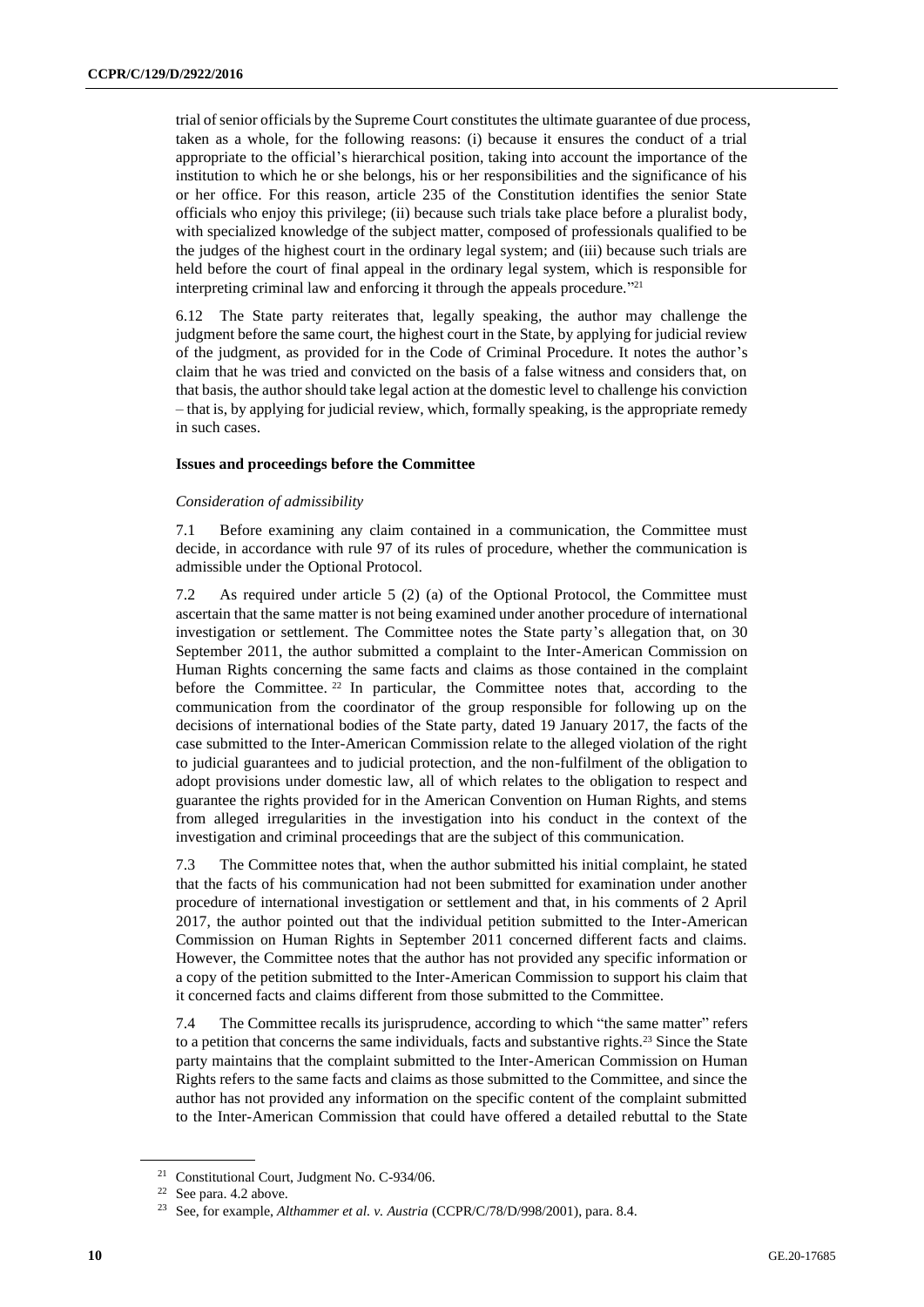trial of senior officials by the Supreme Court constitutes the ultimate guarantee of due process, taken as a whole, for the following reasons: (i) because it ensures the conduct of a trial appropriate to the official's hierarchical position, taking into account the importance of the institution to which he or she belongs, his or her responsibilities and the significance of his or her office. For this reason, article 235 of the Constitution identifies the senior State officials who enjoy this privilege; (ii) because such trials take place before a pluralist body, with specialized knowledge of the subject matter, composed of professionals qualified to be the judges of the highest court in the ordinary legal system; and (iii) because such trials are held before the court of final appeal in the ordinary legal system, which is responsible for interpreting criminal law and enforcing it through the appeals procedure."[21]

6.12 The State party reiterates that, legally speaking, the author may challenge the judgment before the same court, the highest court in the State, by applying for judicial review of the judgment, as provided for in the Code of Criminal Procedure. It notes the author's claim that he was tried and convicted on the basis of a false witness and considers that, on that basis, the author should take legal action at the domestic level to challenge his conviction – that is, by applying for judicial review, which, formally speaking, is the appropriate remedy in such cases.

### Issues and proceedings before the Committee

*Consideration of admissibility*

7.1 Before examining any claim contained in a communication, the Committee must decide, in accordance with rule 97 of its rules of procedure, whether the communication is admissible under the Optional Protocol.

7.2 As required under article 5 (2) (a) of the Optional Protocol, the Committee must ascertain that the same matter is not being examined under another procedure of international investigation or settlement. The Committee notes the State party's allegation that, on 30 September 2011, the author submitted a complaint to the Inter-American Commission on Human Rights concerning the same facts and claims as those contained in the complaint before the Committee.[22] In particular, the Committee notes that, according to the communication from the coordinator of the group responsible for following up on the decisions of international bodies of the State party, dated 19 January 2017, the facts of the case submitted to the Inter-American Commission relate to the alleged violation of the right to judicial guarantees and to judicial protection, and the non-fulfilment of the obligation to adopt provisions under domestic law, all of which relates to the obligation to respect and guarantee the rights provided for in the American Convention on Human Rights, and stems from alleged irregularities in the investigation into his conduct in the context of the investigation and criminal proceedings that are the subject of this communication.

7.3 The Committee notes that, when the author submitted his initial complaint, he stated that the facts of his communication had not been submitted for examination under another procedure of international investigation or settlement and that, in his comments of 2 April 2017, the author pointed out that the individual petition submitted to the Inter-American Commission on Human Rights in September 2011 concerned different facts and claims. However, the Committee notes that the author has not provided any specific information or a copy of the petition submitted to the Inter-American Commission to support his claim that it concerned facts and claims different from those submitted to the Committee.

7.4 The Committee recalls its jurisprudence, according to which "the same matter" refers to a petition that concerns the same individuals, facts and substantive rights.[23] Since the State party maintains that the complaint submitted to the Inter-American Commission on Human Rights refers to the same facts and claims as those submitted to the Committee, and since the author has not provided any information on the specific content of the complaint submitted to the Inter-American Commission that could have offered a detailed rebuttal to the State

---

[21] Constitutional Court, Judgment No. C-934/06.

[22] See para. 4.2 above.

[23] See, for example, *Althammer et al. v. Austria* (CCPR/C/78/D/998/2001), para. 8.4.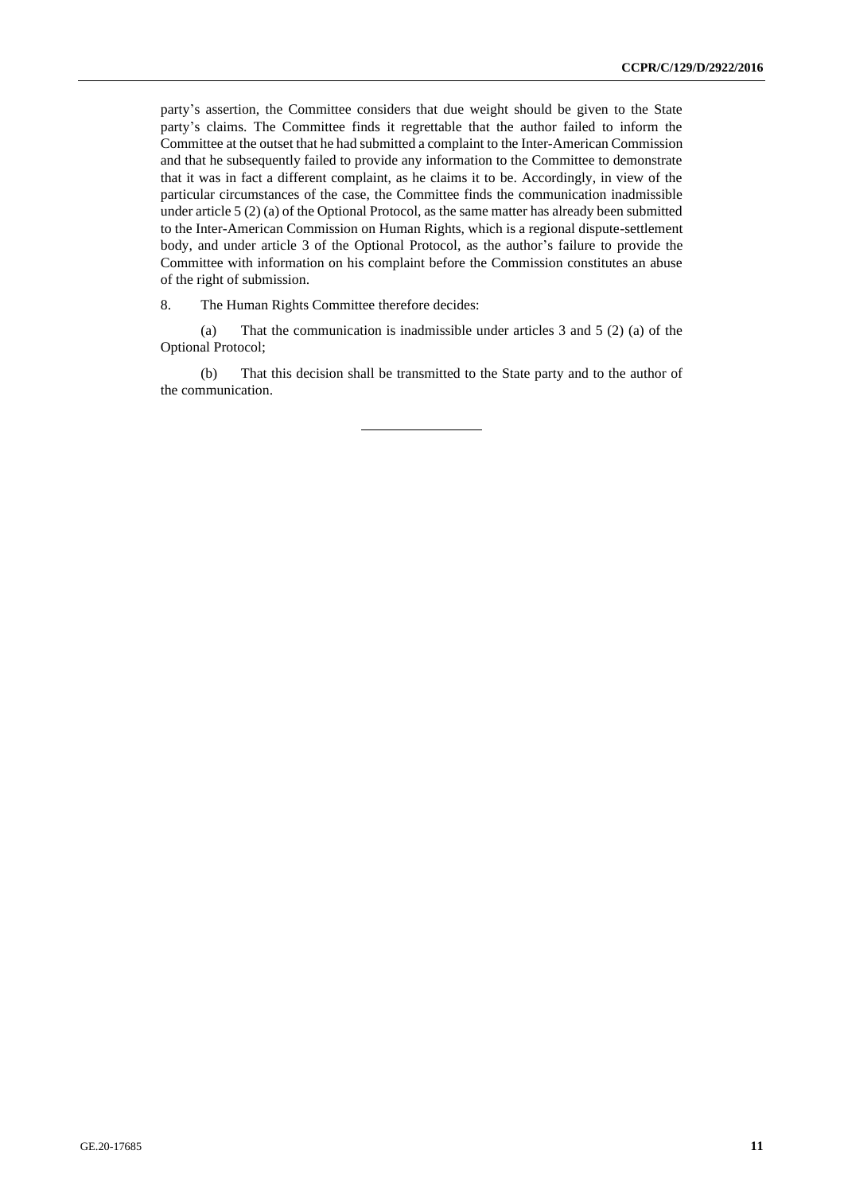party's assertion, the Committee considers that due weight should be given to the State party's claims. The Committee finds it regrettable that the author failed to inform the Committee at the outset that he had submitted a complaint to the Inter-American Commission and that he subsequently failed to provide any information to the Committee to demonstrate that it was in fact a different complaint, as he claims it to be. Accordingly, in view of the particular circumstances of the case, the Committee finds the communication inadmissible under article 5 (2) (a) of the Optional Protocol, as the same matter has already been submitted to the Inter-American Commission on Human Rights, which is a regional dispute-settlement body, and under article 3 of the Optional Protocol, as the author's failure to provide the Committee with information on his complaint before the Commission constitutes an abuse of the right of submission.

8. The Human Rights Committee therefore decides:

(a) That the communication is inadmissible under articles 3 and 5 (2) (a) of the Optional Protocol;

(b) That this decision shall be transmitted to the State party and to the author of the communication.